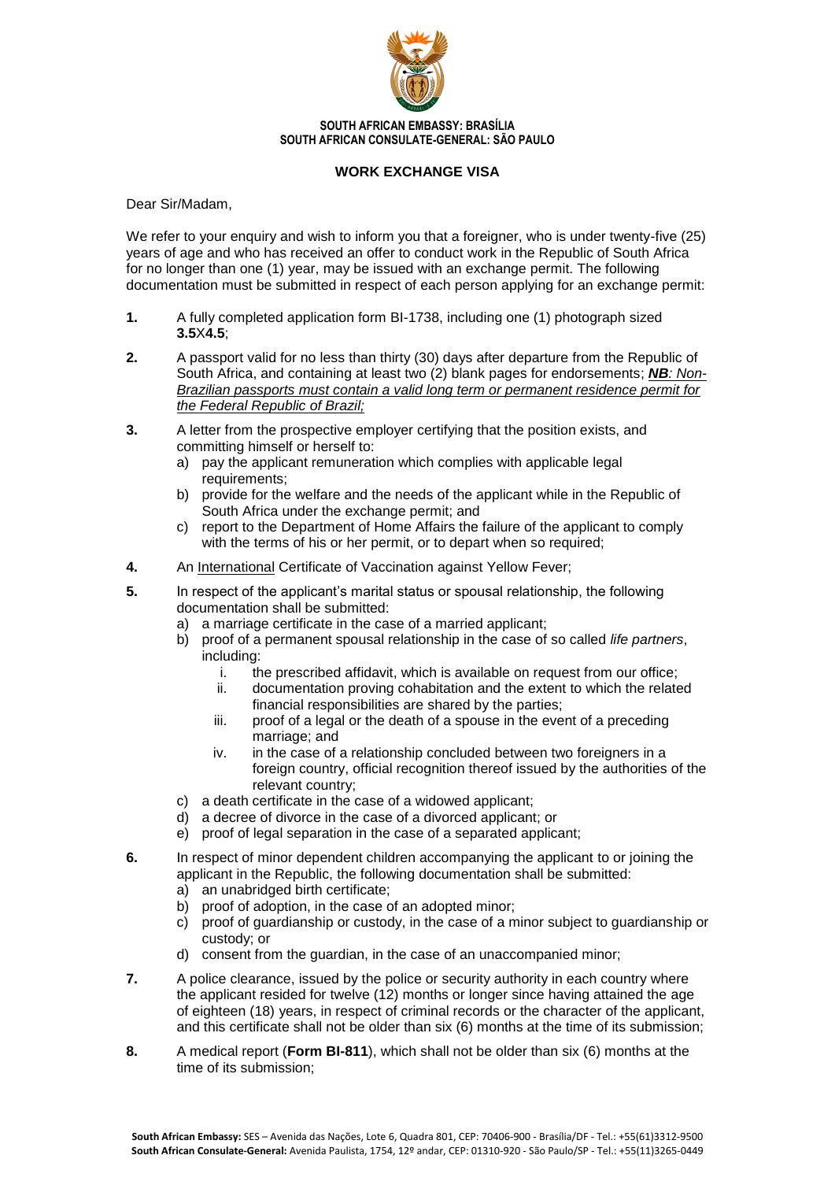**SOUTH AFRICAN EMBASSY: BRASÍLIA**
**SOUTH AFRICAN CONSULATE-GENERAL: SÃO PAULO**

# WORK EXCHANGE VISA

Dear Sir/Madam,

We refer to your enquiry and wish to inform you that a foreigner, who is under twenty-five (25) years of age and who has received an offer to conduct work in the Republic of South Africa for no longer than one (1) year, may be issued with an exchange permit. The following documentation must be submitted in respect of each person applying for an exchange permit:

1. A fully completed application form BI-1738, including one (1) photograph sized **3.5**X**4.5**;
2. A passport valid for no less than thirty (30) days after departure from the Republic of South Africa, and containing at least two (2) blank pages for endorsements; ***NB**: Non-Brazilian passports must contain a valid long term or permanent residence permit for the Federal Republic of Brazil;*
3. A letter from the prospective employer certifying that the position exists, and committing himself or herself to:
   a) pay the applicant remuneration which complies with applicable legal requirements;
   b) provide for the welfare and the needs of the applicant while in the Republic of South Africa under the exchange permit; and
   c) report to the Department of Home Affairs the failure of the applicant to comply with the terms of his or her permit, or to depart when so required;
4. An International Certificate of Vaccination against Yellow Fever;
5. In respect of the applicant's marital status or spousal relationship, the following documentation shall be submitted:
   a) a marriage certificate in the case of a married applicant;
   b) proof of a permanent spousal relationship in the case of so called *life partners*, including:
      i. the prescribed affidavit, which is available on request from our office;
      ii. documentation proving cohabitation and the extent to which the related financial responsibilities are shared by the parties;
      iii. proof of a legal or the death of a spouse in the event of a preceding marriage; and
      iv. in the case of a relationship concluded between two foreigners in a foreign country, official recognition thereof issued by the authorities of the relevant country;
   c) a death certificate in the case of a widowed applicant;
   d) a decree of divorce in the case of a divorced applicant; or
   e) proof of legal separation in the case of a separated applicant;
6. In respect of minor dependent children accompanying the applicant to or joining the applicant in the Republic, the following documentation shall be submitted:
   a) an unabridged birth certificate;
   b) proof of adoption, in the case of an adopted minor;
   c) proof of guardianship or custody, in the case of a minor subject to guardianship or custody; or
   d) consent from the guardian, in the case of an unaccompanied minor;
7. A police clearance, issued by the police or security authority in each country where the applicant resided for twelve (12) months or longer since having attained the age of eighteen (18) years, in respect of criminal records or the character of the applicant, and this certificate shall not be older than six (6) months at the time of its submission;
8. A medical report (**Form BI-811**), which shall not be older than six (6) months at the time of its submission;

**South African Embassy:** SES – Avenida das Nações, Lote 6, Quadra 801, CEP: 70406-900 - Brasília/DF - Tel.: +55(61)3312-9500
**South African Consulate-General:** Avenida Paulista, 1754, 12º andar, CEP: 01310-920 - São Paulo/SP - Tel.: +55(11)3265-0449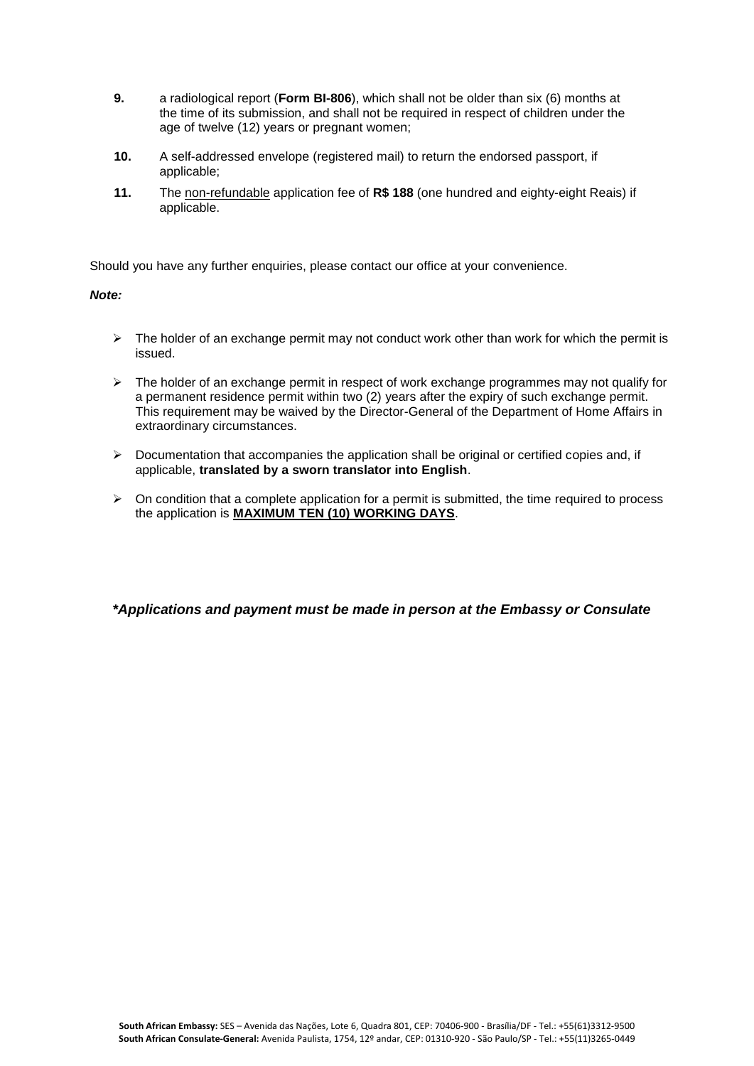9. a radiological report (**Form BI-806**), which shall not be older than six (6) months at the time of its submission, and shall not be required in respect of children under the age of twelve (12) years or pregnant women;

10. A self-addressed envelope (registered mail) to return the endorsed passport, if applicable;

11. The non-refundable application fee of **R$ 188** (one hundred and eighty-eight Reais) if applicable.

Should you have any further enquiries, please contact our office at your convenience.

***Note:***

- The holder of an exchange permit may not conduct work other than work for which the permit is issued.
- The holder of an exchange permit in respect of work exchange programmes may not qualify for a permanent residence permit within two (2) years after the expiry of such exchange permit. This requirement may be waived by the Director-General of the Department of Home Affairs in extraordinary circumstances.
- Documentation that accompanies the application shall be original or certified copies and, if applicable, **translated by a sworn translator into English**.
- On condition that a complete application for a permit is submitted, the time required to process the application is **MAXIMUM TEN (10) WORKING DAYS**.

***\*Applications and payment must be made in person at the Embassy or Consulate***

**South African Embassy:** SES – Avenida das Nações, Lote 6, Quadra 801, CEP: 70406-900 - Brasília/DF - Tel.: +55(61)3312-9500
**South African Consulate-General:** Avenida Paulista, 1754, 12º andar, CEP: 01310-920 - São Paulo/SP - Tel.: +55(11)3265-0449